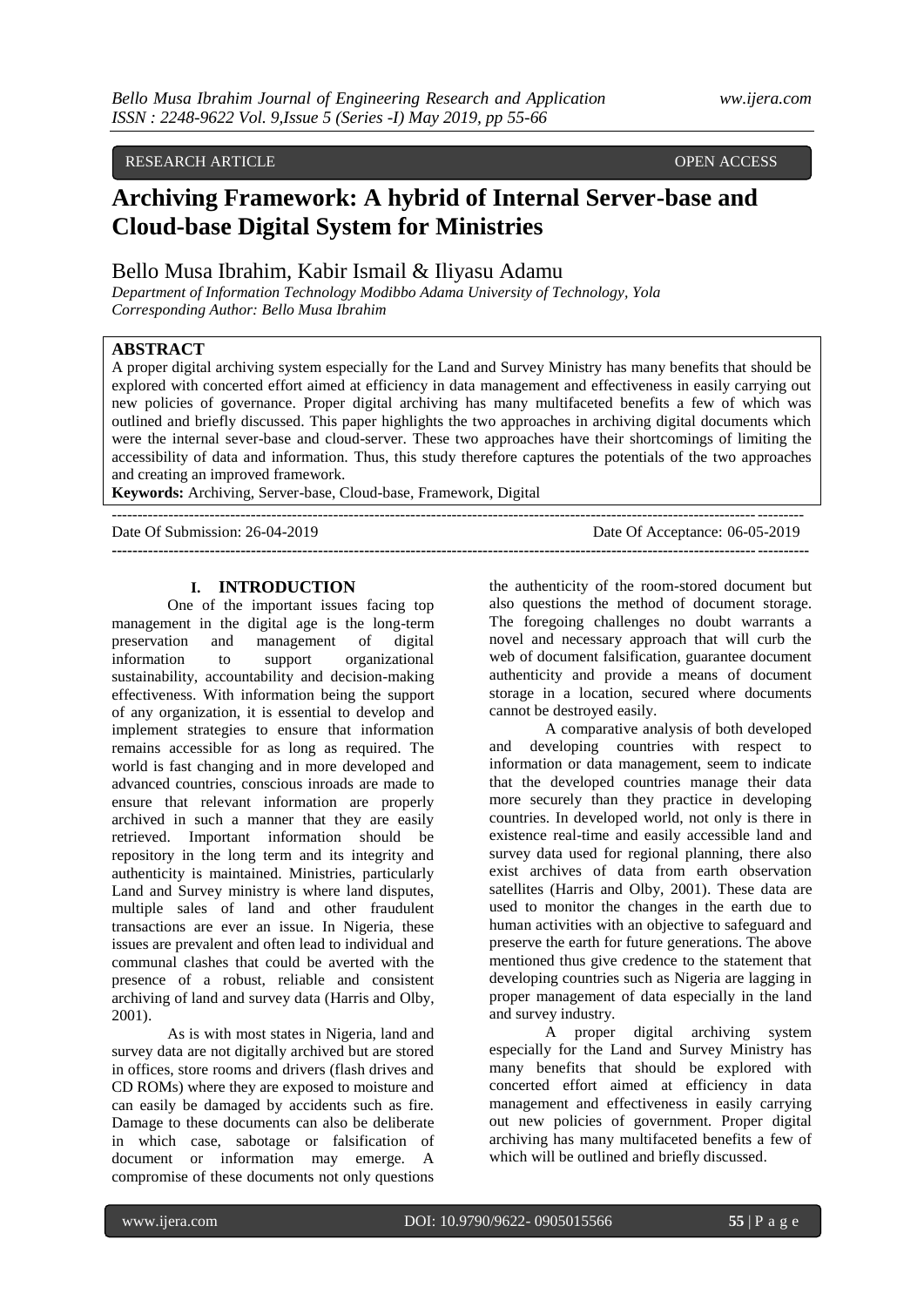RESEARCH ARTICLE OPEN ACCESS

# Archiving Framework: A hybrid of Internal Server-base and Cloud-base Digital System for Ministries

Bello Musa Ibrahim, Kabir Ismail & Iliyasu Adamu

*Department of Information Technology Modibbo Adama University of Technology, Yola*
*Corresponding Author: Bello Musa Ibrahim*

## ABSTRACT

A proper digital archiving system especially for the Land and Survey Ministry has many benefits that should be explored with concerted effort aimed at efficiency in data management and effectiveness in easily carrying out new policies of governance. Proper digital archiving has many multifaceted benefits a few of which was outlined and briefly discussed. This paper highlights the two approaches in archiving digital documents which were the internal sever-base and cloud-server. These two approaches have their shortcomings of limiting the accessibility of data and information. Thus, this study therefore captures the potentials of the two approaches and creating an improved framework.

**Keywords:** Archiving, Server-base, Cloud-base, Framework, Digital

Date Of Submission: 26-04-2019 Date Of Acceptance: 06-05-2019

## I. INTRODUCTION

One of the important issues facing top management in the digital age is the long-term preservation and management of digital information to support organizational sustainability, accountability and decision-making effectiveness. With information being the support of any organization, it is essential to develop and implement strategies to ensure that information remains accessible for as long as required. The world is fast changing and in more developed and advanced countries, conscious inroads are made to ensure that relevant information are properly archived in such a manner that they are easily retrieved. Important information should be repository in the long term and its integrity and authenticity is maintained. Ministries, particularly Land and Survey ministry is where land disputes, multiple sales of land and other fraudulent transactions are ever an issue. In Nigeria, these issues are prevalent and often lead to individual and communal clashes that could be averted with the presence of a robust, reliable and consistent archiving of land and survey data (Harris and Olby, 2001).

As is with most states in Nigeria, land and survey data are not digitally archived but are stored in offices, store rooms and drivers (flash drives and CD ROMs) where they are exposed to moisture and can easily be damaged by accidents such as fire. Damage to these documents can also be deliberate in which case, sabotage or falsification of document or information may emerge. A compromise of these documents not only questions the authenticity of the room-stored document but also questions the method of document storage. The foregoing challenges no doubt warrants a novel and necessary approach that will curb the web of document falsification, guarantee document authenticity and provide a means of document storage in a location, secured where documents cannot be destroyed easily.

A comparative analysis of both developed and developing countries with respect to information or data management, seem to indicate that the developed countries manage their data more securely than they practice in developing countries. In developed world, not only is there in existence real-time and easily accessible land and survey data used for regional planning, there also exist archives of data from earth observation satellites (Harris and Olby, 2001). These data are used to monitor the changes in the earth due to human activities with an objective to safeguard and preserve the earth for future generations. The above mentioned thus give credence to the statement that developing countries such as Nigeria are lagging in proper management of data especially in the land and survey industry.

A proper digital archiving system especially for the Land and Survey Ministry has many benefits that should be explored with concerted effort aimed at efficiency in data management and effectiveness in easily carrying out new policies of government. Proper digital archiving has many multifaceted benefits a few of which will be outlined and briefly discussed.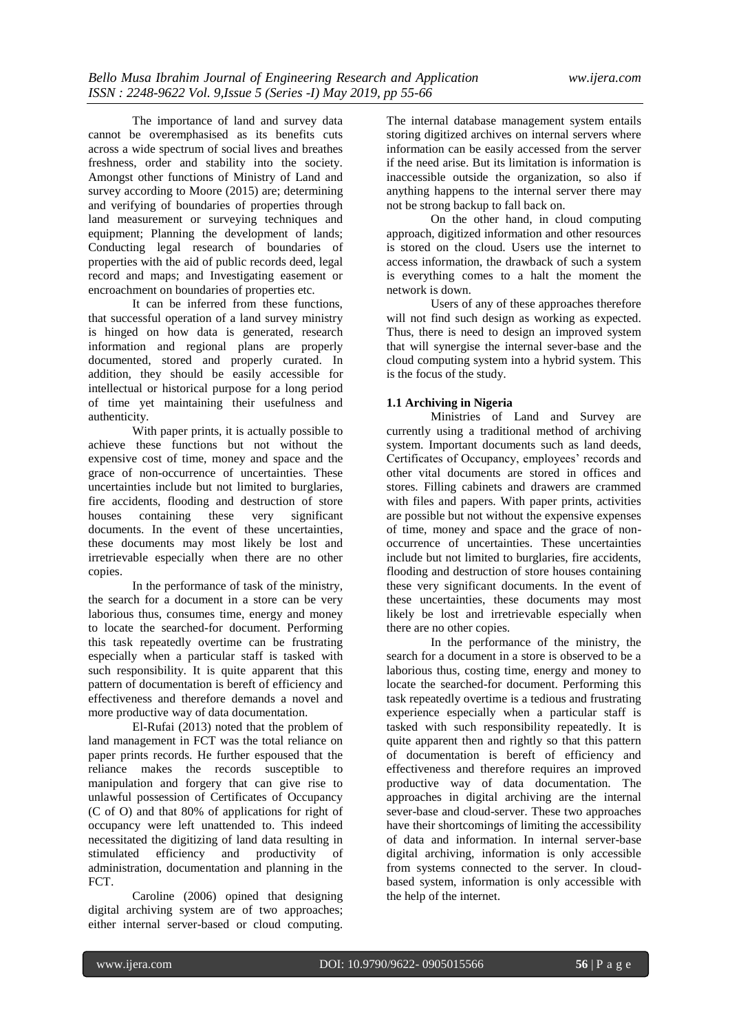The importance of land and survey data cannot be overemphasised as its benefits cuts across a wide spectrum of social lives and breathes freshness, order and stability into the society. Amongst other functions of Ministry of Land and survey according to Moore (2015) are; determining and verifying of boundaries of properties through land measurement or surveying techniques and equipment; Planning the development of lands; Conducting legal research of boundaries of properties with the aid of public records deed, legal record and maps; and Investigating easement or encroachment on boundaries of properties etc.

It can be inferred from these functions, that successful operation of a land survey ministry is hinged on how data is generated, research information and regional plans are properly documented, stored and properly curated. In addition, they should be easily accessible for intellectual or historical purpose for a long period of time yet maintaining their usefulness and authenticity.

With paper prints, it is actually possible to achieve these functions but not without the expensive cost of time, money and space and the grace of non-occurrence of uncertainties. These uncertainties include but not limited to burglaries, fire accidents, flooding and destruction of store houses containing these very significant documents. In the event of these uncertainties, these documents may most likely be lost and irretrievable especially when there are no other copies.

In the performance of task of the ministry, the search for a document in a store can be very laborious thus, consumes time, energy and money to locate the searched-for document. Performing this task repeatedly overtime can be frustrating especially when a particular staff is tasked with such responsibility. It is quite apparent that this pattern of documentation is bereft of efficiency and effectiveness and therefore demands a novel and more productive way of data documentation.

El-Rufai (2013) noted that the problem of land management in FCT was the total reliance on paper prints records. He further espoused that the reliance makes the records susceptible to manipulation and forgery that can give rise to unlawful possession of Certificates of Occupancy (C of O) and that 80% of applications for right of occupancy were left unattended to. This indeed necessitated the digitizing of land data resulting in stimulated efficiency and productivity of administration, documentation and planning in the FCT.

Caroline (2006) opined that designing digital archiving system are of two approaches; either internal server-based or cloud computing. The internal database management system entails storing digitized archives on internal servers where information can be easily accessed from the server if the need arise. But its limitation is information is inaccessible outside the organization, so also if anything happens to the internal server there may not be strong backup to fall back on.

On the other hand, in cloud computing approach, digitized information and other resources is stored on the cloud. Users use the internet to access information, the drawback of such a system is everything comes to a halt the moment the network is down.

Users of any of these approaches therefore will not find such design as working as expected. Thus, there is need to design an improved system that will synergise the internal sever-base and the cloud computing system into a hybrid system. This is the focus of the study.

### 1.1 Archiving in Nigeria

Ministries of Land and Survey are currently using a traditional method of archiving system. Important documents such as land deeds, Certificates of Occupancy, employees' records and other vital documents are stored in offices and stores. Filling cabinets and drawers are crammed with files and papers. With paper prints, activities are possible but not without the expensive expenses of time, money and space and the grace of non-occurrence of uncertainties. These uncertainties include but not limited to burglaries, fire accidents, flooding and destruction of store houses containing these very significant documents. In the event of these uncertainties, these documents may most likely be lost and irretrievable especially when there are no other copies.

In the performance of the ministry, the search for a document in a store is observed to be a laborious thus, costing time, energy and money to locate the searched-for document. Performing this task repeatedly overtime is a tedious and frustrating experience especially when a particular staff is tasked with such responsibility repeatedly. It is quite apparent then and rightly so that this pattern of documentation is bereft of efficiency and effectiveness and therefore requires an improved productive way of data documentation. The approaches in digital archiving are the internal sever-base and cloud-server. These two approaches have their shortcomings of limiting the accessibility of data and information. In internal server-base digital archiving, information is only accessible from systems connected to the server. In cloud-based system, information is only accessible with the help of the internet.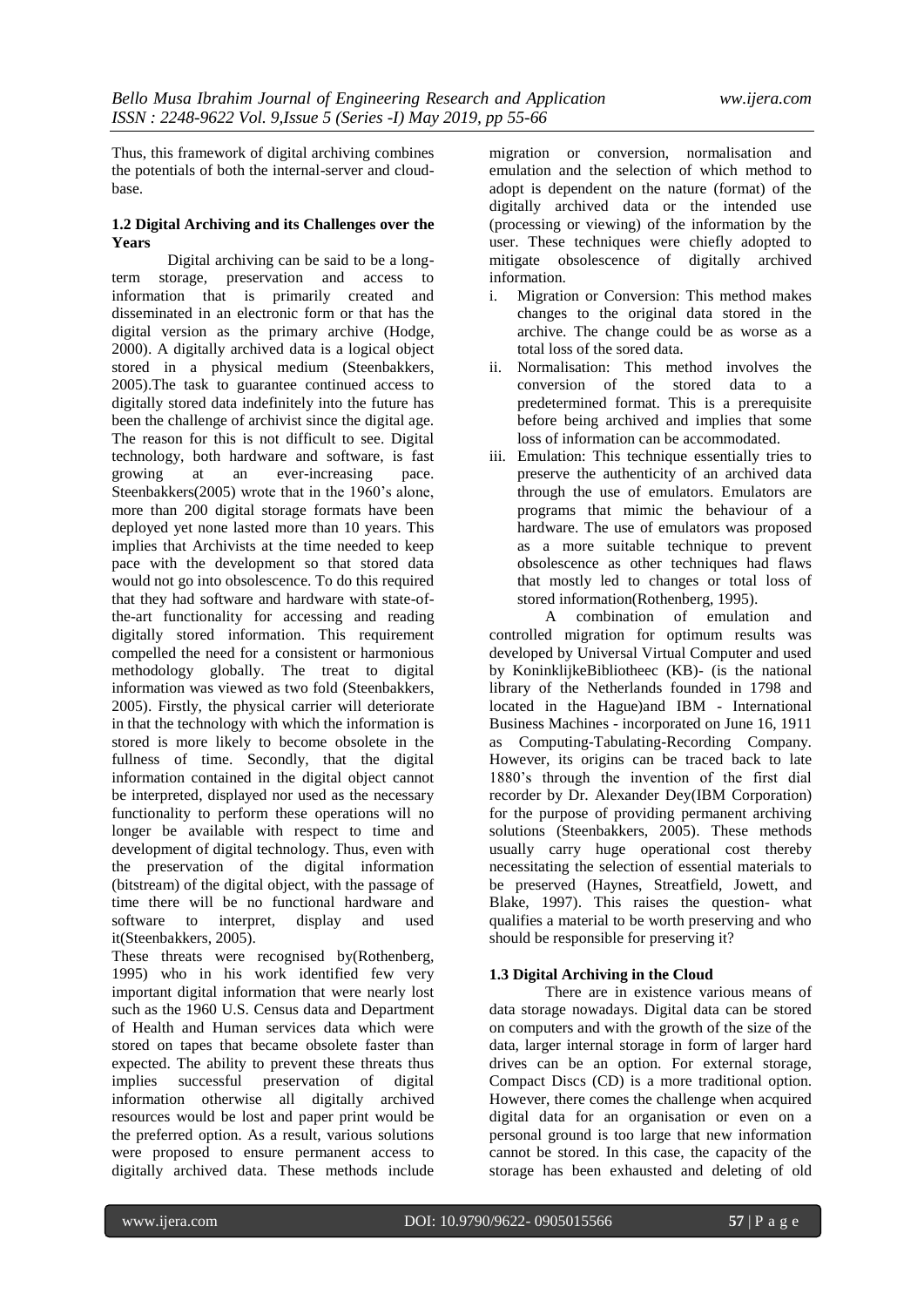Thus, this framework of digital archiving combines the potentials of both the internal-server and cloud-base.

### 1.2 Digital Archiving and its Challenges over the Years

Digital archiving can be said to be a long-term storage, preservation and access to information that is primarily created and disseminated in an electronic form or that has the digital version as the primary archive (Hodge, 2000). A digitally archived data is a logical object stored in a physical medium (Steenbakkers, 2005).The task to guarantee continued access to digitally stored data indefinitely into the future has been the challenge of archivist since the digital age. The reason for this is not difficult to see. Digital technology, both hardware and software, is fast growing at an ever-increasing pace. Steenbakkers(2005) wrote that in the 1960's alone, more than 200 digital storage formats have been deployed yet none lasted more than 10 years. This implies that Archivists at the time needed to keep pace with the development so that stored data would not go into obsolescence. To do this required that they had software and hardware with state-of-the-art functionality for accessing and reading digitally stored information. This requirement compelled the need for a consistent or harmonious methodology globally. The treat to digital information was viewed as two fold (Steenbakkers, 2005). Firstly, the physical carrier will deteriorate in that the technology with which the information is stored is more likely to become obsolete in the fullness of time. Secondly, that the digital information contained in the digital object cannot be interpreted, displayed nor used as the necessary functionality to perform these operations will no longer be available with respect to time and development of digital technology. Thus, even with the preservation of the digital information (bitstream) of the digital object, with the passage of time there will be no functional hardware and software to interpret, display and used it(Steenbakkers, 2005).

These threats were recognised by(Rothenberg, 1995) who in his work identified few very important digital information that were nearly lost such as the 1960 U.S. Census data and Department of Health and Human services data which were stored on tapes that became obsolete faster than expected. The ability to prevent these threats thus implies successful preservation of digital information otherwise all digitally archived resources would be lost and paper print would be the preferred option. As a result, various solutions were proposed to ensure permanent access to digitally archived data. These methods include migration or conversion, normalisation and emulation and the selection of which method to adopt is dependent on the nature (format) of the digitally archived data or the intended use (processing or viewing) of the information by the user. These techniques were chiefly adopted to mitigate obsolescence of digitally archived information.

i. Migration or Conversion: This method makes changes to the original data stored in the archive. The change could be as worse as a total loss of the sored data.
ii. Normalisation: This method involves the conversion of the stored data to a predetermined format. This is a prerequisite before being archived and implies that some loss of information can be accommodated.
iii. Emulation: This technique essentially tries to preserve the authenticity of an archived data through the use of emulators. Emulators are programs that mimic the behaviour of a hardware. The use of emulators was proposed as a more suitable technique to prevent obsolescence as other techniques had flaws that mostly led to changes or total loss of stored information(Rothenberg, 1995).

A combination of emulation and controlled migration for optimum results was developed by Universal Virtual Computer and used by KoninklijkeBibliotheec (KB)- (is the national library of the Netherlands founded in 1798 and located in the Hague)and IBM - International Business Machines - incorporated on June 16, 1911 as Computing-Tabulating-Recording Company. However, its origins can be traced back to late 1880's through the invention of the first dial recorder by Dr. Alexander Dey(IBM Corporation) for the purpose of providing permanent archiving solutions (Steenbakkers, 2005). These methods usually carry huge operational cost thereby necessitating the selection of essential materials to be preserved (Haynes, Streatfield, Jowett, and Blake, 1997). This raises the question- what qualifies a material to be worth preserving and who should be responsible for preserving it?

### 1.3 Digital Archiving in the Cloud

There are in existence various means of data storage nowadays. Digital data can be stored on computers and with the growth of the size of the data, larger internal storage in form of larger hard drives can be an option. For external storage, Compact Discs (CD) is a more traditional option. However, there comes the challenge when acquired digital data for an organisation or even on a personal ground is too large that new information cannot be stored. In this case, the capacity of the storage has been exhausted and deleting of old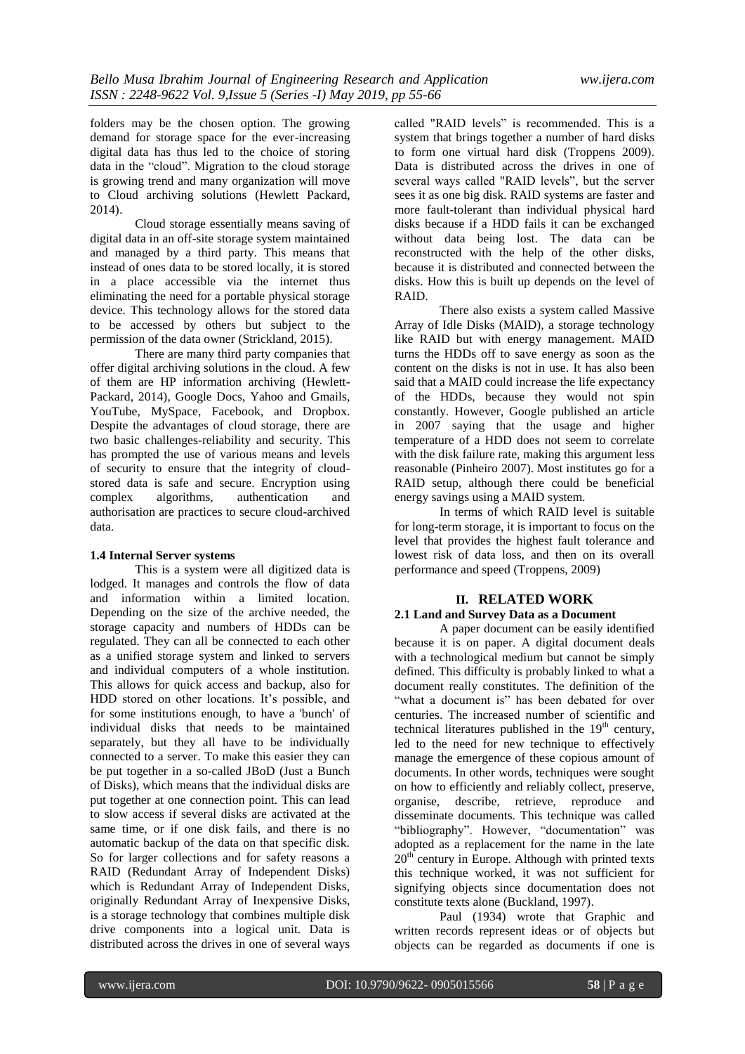folders may be the chosen option. The growing demand for storage space for the ever-increasing digital data has thus led to the choice of storing data in the "cloud". Migration to the cloud storage is growing trend and many organization will move to Cloud archiving solutions (Hewlett Packard, 2014).

Cloud storage essentially means saving of digital data in an off-site storage system maintained and managed by a third party. This means that instead of ones data to be stored locally, it is stored in a place accessible via the internet thus eliminating the need for a portable physical storage device. This technology allows for the stored data to be accessed by others but subject to the permission of the data owner (Strickland, 2015).

There are many third party companies that offer digital archiving solutions in the cloud. A few of them are HP information archiving (Hewlett-Packard, 2014), Google Docs, Yahoo and Gmails, YouTube, MySpace, Facebook, and Dropbox. Despite the advantages of cloud storage, there are two basic challenges-reliability and security. This has prompted the use of various means and levels of security to ensure that the integrity of cloud-stored data is safe and secure. Encryption using complex algorithms, authentication and authorisation are practices to secure cloud-archived data.

### 1.4 Internal Server systems

This is a system were all digitized data is lodged. It manages and controls the flow of data and information within a limited location. Depending on the size of the archive needed, the storage capacity and numbers of HDDs can be regulated. They can all be connected to each other as a unified storage system and linked to servers and individual computers of a whole institution. This allows for quick access and backup, also for HDD stored on other locations. It's possible, and for some institutions enough, to have a 'bunch' of individual disks that needs to be maintained separately, but they all have to be individually connected to a server. To make this easier they can be put together in a so-called JBoD (Just a Bunch of Disks), which means that the individual disks are put together at one connection point. This can lead to slow access if several disks are activated at the same time, or if one disk fails, and there is no automatic backup of the data on that specific disk. So for larger collections and for safety reasons a RAID (Redundant Array of Independent Disks) which is Redundant Array of Independent Disks, originally Redundant Array of Inexpensive Disks, is a storage technology that combines multiple disk drive components into a logical unit. Data is distributed across the drives in one of several ways called "RAID levels" is recommended. This is a system that brings together a number of hard disks to form one virtual hard disk (Troppens 2009). Data is distributed across the drives in one of several ways called "RAID levels", but the server sees it as one big disk. RAID systems are faster and more fault-tolerant than individual physical hard disks because if a HDD fails it can be exchanged without data being lost. The data can be reconstructed with the help of the other disks, because it is distributed and connected between the disks. How this is built up depends on the level of RAID.

There also exists a system called Massive Array of Idle Disks (MAID), a storage technology like RAID but with energy management. MAID turns the HDDs off to save energy as soon as the content on the disks is not in use. It has also been said that a MAID could increase the life expectancy of the HDDs, because they would not spin constantly. However, Google published an article in 2007 saying that the usage and higher temperature of a HDD does not seem to correlate with the disk failure rate, making this argument less reasonable (Pinheiro 2007). Most institutes go for a RAID setup, although there could be beneficial energy savings using a MAID system.

In terms of which RAID level is suitable for long-term storage, it is important to focus on the level that provides the highest fault tolerance and lowest risk of data loss, and then on its overall performance and speed (Troppens, 2009)

## II. RELATED WORK

### 2.1 Land and Survey Data as a Document

A paper document can be easily identified because it is on paper. A digital document deals with a technological medium but cannot be simply defined. This difficulty is probably linked to what a document really constitutes. The definition of the "what a document is" has been debated for over centuries. The increased number of scientific and technical literatures published in the 19th century, led to the need for new technique to effectively manage the emergence of these copious amount of documents. In other words, techniques were sought on how to efficiently and reliably collect, preserve, organise, describe, retrieve, reproduce and disseminate documents. This technique was called "bibliography". However, "documentation" was adopted as a replacement for the name in the late 20th century in Europe. Although with printed texts this technique worked, it was not sufficient for signifying objects since documentation does not constitute texts alone (Buckland, 1997).

Paul (1934) wrote that Graphic and written records represent ideas or of objects but objects can be regarded as documents if one is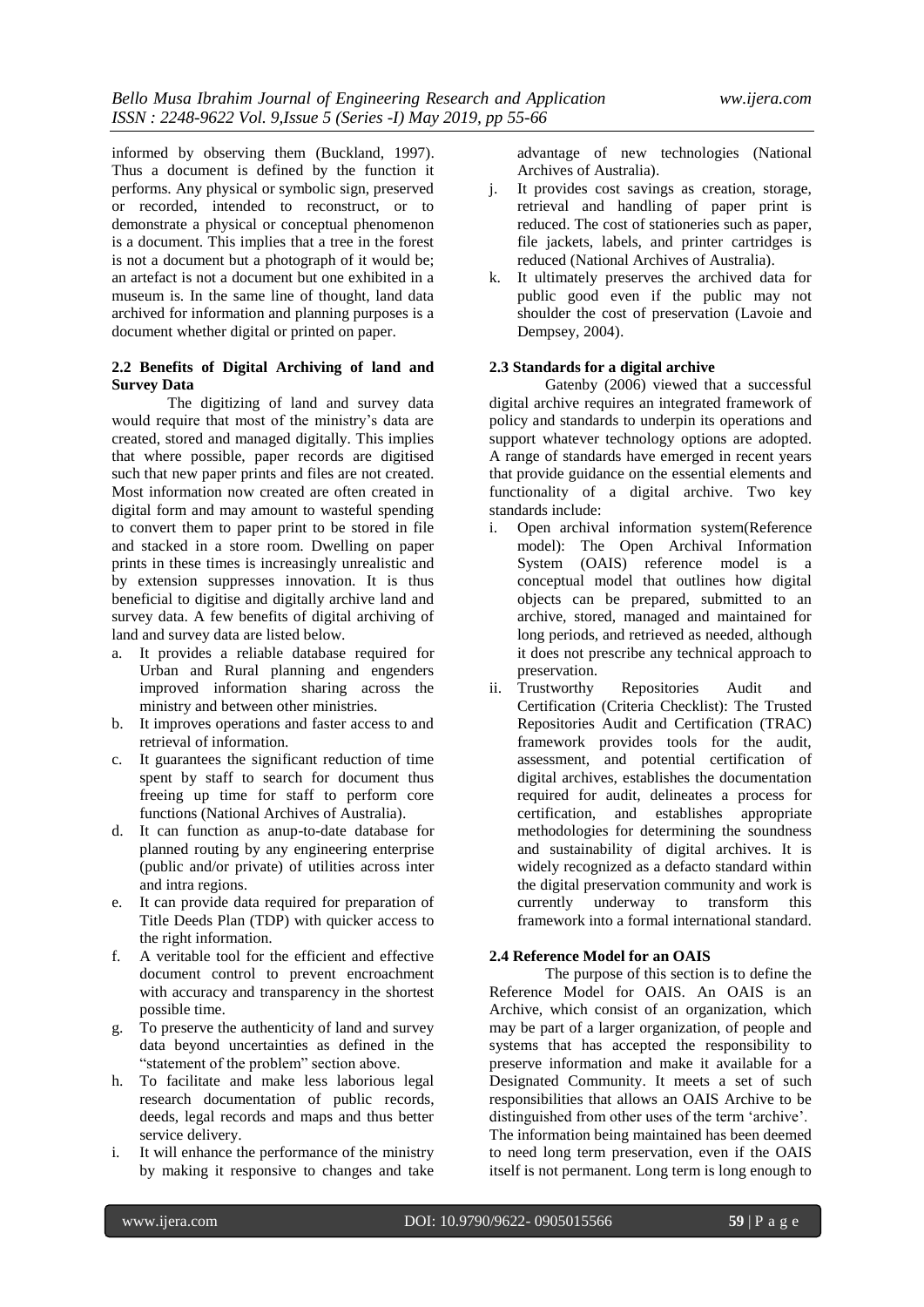informed by observing them (Buckland, 1997). Thus a document is defined by the function it performs. Any physical or symbolic sign, preserved or recorded, intended to reconstruct, or to demonstrate a physical or conceptual phenomenon is a document. This implies that a tree in the forest is not a document but a photograph of it would be; an artefact is not a document but one exhibited in a museum is. In the same line of thought, land data archived for information and planning purposes is a document whether digital or printed on paper.

### 2.2 Benefits of Digital Archiving of land and Survey Data

The digitizing of land and survey data would require that most of the ministry's data are created, stored and managed digitally. This implies that where possible, paper records are digitised such that new paper prints and files are not created. Most information now created are often created in digital form and may amount to wasteful spending to convert them to paper print to be stored in file and stacked in a store room. Dwelling on paper prints in these times is increasingly unrealistic and by extension suppresses innovation. It is thus beneficial to digitise and digitally archive land and survey data. A few benefits of digital archiving of land and survey data are listed below.

a. It provides a reliable database required for Urban and Rural planning and engenders improved information sharing across the ministry and between other ministries.
b. It improves operations and faster access to and retrieval of information.
c. It guarantees the significant reduction of time spent by staff to search for document thus freeing up time for staff to perform core functions (National Archives of Australia).
d. It can function as anup-to-date database for planned routing by any engineering enterprise (public and/or private) of utilities across inter and intra regions.
e. It can provide data required for preparation of Title Deeds Plan (TDP) with quicker access to the right information.
f. A veritable tool for the efficient and effective document control to prevent encroachment with accuracy and transparency in the shortest possible time.
g. To preserve the authenticity of land and survey data beyond uncertainties as defined in the "statement of the problem" section above.
h. To facilitate and make less laborious legal research documentation of public records, deeds, legal records and maps and thus better service delivery.
i. It will enhance the performance of the ministry by making it responsive to changes and take advantage of new technologies (National Archives of Australia).
j. It provides cost savings as creation, storage, retrieval and handling of paper print is reduced. The cost of stationeries such as paper, file jackets, labels, and printer cartridges is reduced (National Archives of Australia).
k. It ultimately preserves the archived data for public good even if the public may not shoulder the cost of preservation (Lavoie and Dempsey, 2004).

### 2.3 Standards for a digital archive

Gatenby (2006) viewed that a successful digital archive requires an integrated framework of policy and standards to underpin its operations and support whatever technology options are adopted. A range of standards have emerged in recent years that provide guidance on the essential elements and functionality of a digital archive. Two key standards include:

i. Open archival information system(Reference model): The Open Archival Information System (OAIS) reference model is a conceptual model that outlines how digital objects can be prepared, submitted to an archive, stored, managed and maintained for long periods, and retrieved as needed, although it does not prescribe any technical approach to preservation.
ii. Trustworthy Repositories Audit and Certification (Criteria Checklist): The Trusted Repositories Audit and Certification (TRAC) framework provides tools for the audit, assessment, and potential certification of digital archives, establishes the documentation required for audit, delineates a process for certification, and establishes appropriate methodologies for determining the soundness and sustainability of digital archives. It is widely recognized as a defacto standard within the digital preservation community and work is currently underway to transform this framework into a formal international standard.

### 2.4 Reference Model for an OAIS

The purpose of this section is to define the Reference Model for OAIS. An OAIS is an Archive, which consist of an organization, which may be part of a larger organization, of people and systems that has accepted the responsibility to preserve information and make it available for a Designated Community. It meets a set of such responsibilities that allows an OAIS Archive to be distinguished from other uses of the term 'archive'. The information being maintained has been deemed to need long term preservation, even if the OAIS itself is not permanent. Long term is long enough to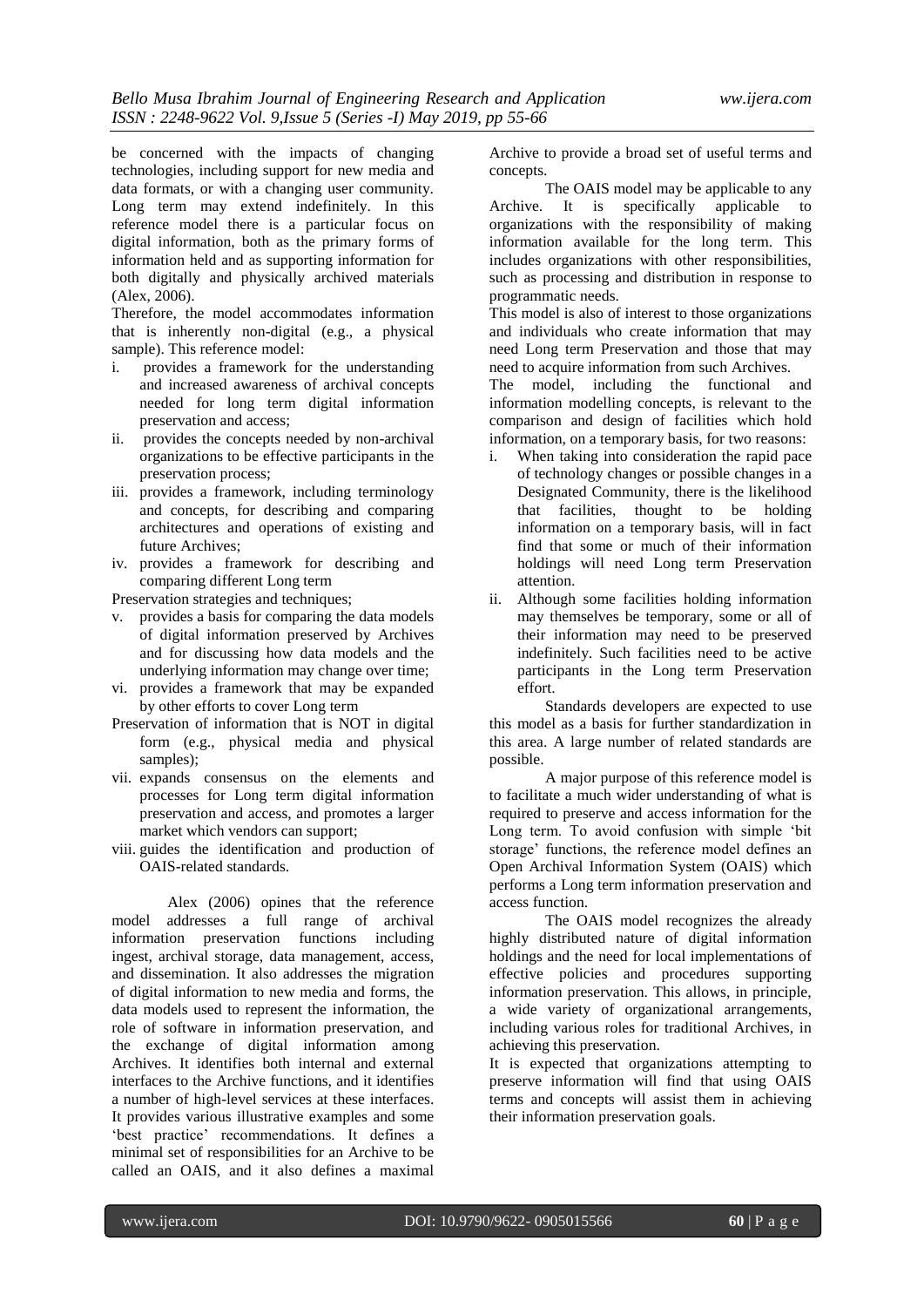be concerned with the impacts of changing technologies, including support for new media and data formats, or with a changing user community. Long term may extend indefinitely. In this reference model there is a particular focus on digital information, both as the primary forms of information held and as supporting information for both digitally and physically archived materials (Alex, 2006).

Therefore, the model accommodates information that is inherently non-digital (e.g., a physical sample). This reference model:

i. provides a framework for the understanding and increased awareness of archival concepts needed for long term digital information preservation and access;
ii. provides the concepts needed by non-archival organizations to be effective participants in the preservation process;
iii. provides a framework, including terminology and concepts, for describing and comparing architectures and operations of existing and future Archives;
iv. provides a framework for describing and comparing different Long term Preservation strategies and techniques;
v. provides a basis for comparing the data models of digital information preserved by Archives and for discussing how data models and the underlying information may change over time;
vi. provides a framework that may be expanded by other efforts to cover Long term Preservation of information that is NOT in digital form (e.g., physical media and physical samples);
vii. expands consensus on the elements and processes for Long term digital information preservation and access, and promotes a larger market which vendors can support;
viii. guides the identification and production of OAIS-related standards.

Alex (2006) opines that the reference model addresses a full range of archival information preservation functions including ingest, archival storage, data management, access, and dissemination. It also addresses the migration of digital information to new media and forms, the data models used to represent the information, the role of software in information preservation, and the exchange of digital information among Archives. It identifies both internal and external interfaces to the Archive functions, and it identifies a number of high-level services at these interfaces. It provides various illustrative examples and some 'best practice' recommendations. It defines a minimal set of responsibilities for an Archive to be called an OAIS, and it also defines a maximal Archive to provide a broad set of useful terms and concepts.

The OAIS model may be applicable to any Archive. It is specifically applicable to organizations with the responsibility of making information available for the long term. This includes organizations with other responsibilities, such as processing and distribution in response to programmatic needs.

This model is also of interest to those organizations and individuals who create information that may need Long term Preservation and those that may need to acquire information from such Archives.

The model, including the functional and information modelling concepts, is relevant to the comparison and design of facilities which hold information, on a temporary basis, for two reasons:

i. When taking into consideration the rapid pace of technology changes or possible changes in a Designated Community, there is the likelihood that facilities, thought to be holding information on a temporary basis, will in fact find that some or much of their information holdings will need Long term Preservation attention.
ii. Although some facilities holding information may themselves be temporary, some or all of their information may need to be preserved indefinitely. Such facilities need to be active participants in the Long term Preservation effort.

Standards developers are expected to use this model as a basis for further standardization in this area. A large number of related standards are possible.

A major purpose of this reference model is to facilitate a much wider understanding of what is required to preserve and access information for the Long term. To avoid confusion with simple 'bit storage' functions, the reference model defines an Open Archival Information System (OAIS) which performs a Long term information preservation and access function.

The OAIS model recognizes the already highly distributed nature of digital information holdings and the need for local implementations of effective policies and procedures supporting information preservation. This allows, in principle, a wide variety of organizational arrangements, including various roles for traditional Archives, in achieving this preservation.

It is expected that organizations attempting to preserve information will find that using OAIS terms and concepts will assist them in achieving their information preservation goals.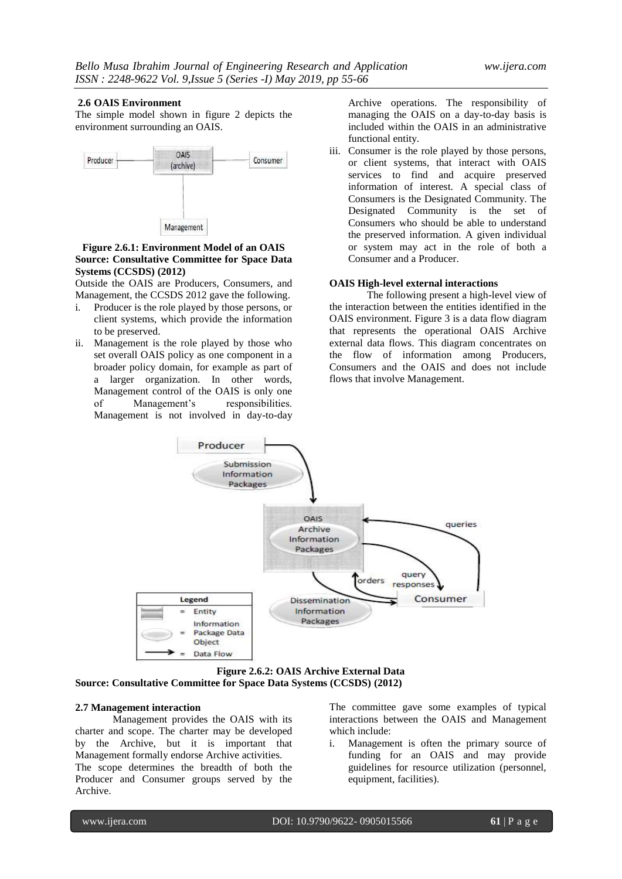## 2.6 OAIS Environment

The simple model shown in figure 2 depicts the environment surrounding an OAIS.

**Figure 2.6.1: Environment Model of an OAIS Source: Consultative Committee for Space Data Systems (CCSDS) (2012)**

Outside the OAIS are Producers, Consumers, and Management, the CCSDS 2012 gave the following.

i. Producer is the role played by those persons, or client systems, which provide the information to be preserved.
ii. Management is the role played by those who set overall OAIS policy as one component in a broader policy domain, for example as part of a larger organization. In other words, Management control of the OAIS is only one of Management's responsibilities. Management is not involved in day-to-day Archive operations. The responsibility of managing the OAIS on a day-to-day basis is included within the OAIS in an administrative functional entity.
iii. Consumer is the role played by those persons, or client systems, that interact with OAIS services to find and acquire preserved information of interest. A special class of Consumers is the Designated Community. The Designated Community is the set of Consumers who should be able to understand the preserved information. A given individual or system may act in the role of both a Consumer and a Producer.

**OAIS High-level external interactions**

The following present a high-level view of the interaction between the entities identified in the OAIS environment. Figure 3 is a data flow diagram that represents the operational OAIS Archive external data flows. This diagram concentrates on the flow of information among Producers, Consumers and the OAIS and does not include flows that involve Management.

**Figure 2.6.2: OAIS Archive External Data Source: Consultative Committee for Space Data Systems (CCSDS) (2012)**

## 2.7 Management interaction

Management provides the OAIS with its charter and scope. The charter may be developed by the Archive, but it is important that Management formally endorse Archive activities.

The scope determines the breadth of both the Producer and Consumer groups served by the Archive.

The committee gave some examples of typical interactions between the OAIS and Management which include:

i. Management is often the primary source of funding for an OAIS and may provide guidelines for resource utilization (personnel, equipment, facilities).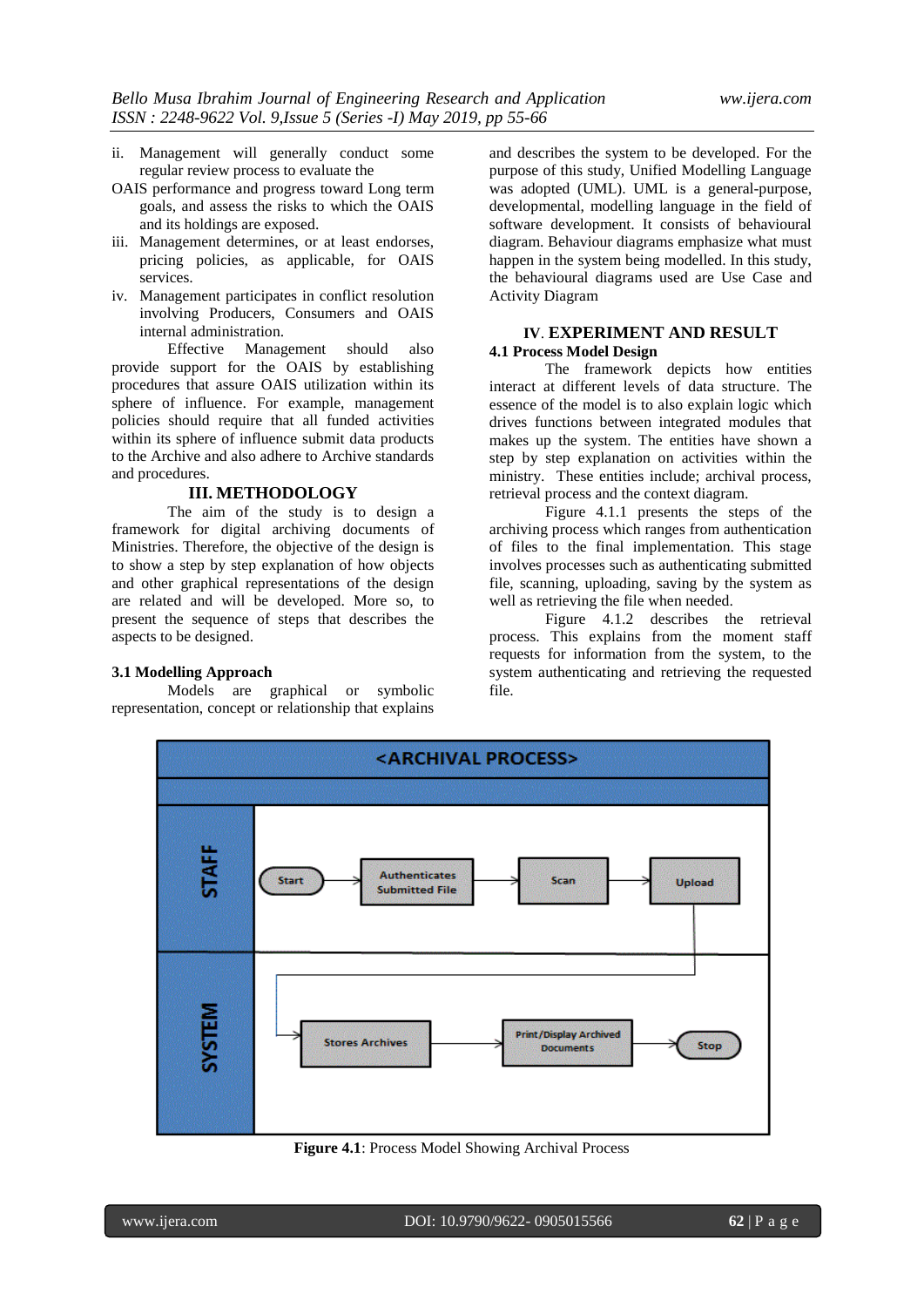ii. Management will generally conduct some regular review process to evaluate the OAIS performance and progress toward Long term goals, and assess the risks to which the OAIS and its holdings are exposed.

iii. Management determines, or at least endorses, pricing policies, as applicable, for OAIS services.

iv. Management participates in conflict resolution involving Producers, Consumers and OAIS internal administration.

Effective Management should also provide support for the OAIS by establishing procedures that assure OAIS utilization within its sphere of influence. For example, management policies should require that all funded activities within its sphere of influence submit data products to the Archive and also adhere to Archive standards and procedures.

## III. METHODOLOGY

The aim of the study is to design a framework for digital archiving documents of Ministries. Therefore, the objective of the design is to show a step by step explanation of how objects and other graphical representations of the design are related and will be developed. More so, to present the sequence of steps that describes the aspects to be designed.

### 3.1 Modelling Approach

Models are graphical or symbolic representation, concept or relationship that explains and describes the system to be developed. For the purpose of this study, Unified Modelling Language was adopted (UML). UML is a general-purpose, developmental, modelling language in the field of software development. It consists of behavioural diagram. Behaviour diagrams emphasize what must happen in the system being modelled. In this study, the behavioural diagrams used are Use Case and Activity Diagram

## IV. EXPERIMENT AND RESULT

### 4.1 Process Model Design

The framework depicts how entities interact at different levels of data structure. The essence of the model is to also explain logic which drives functions between integrated modules that makes up the system. The entities have shown a step by step explanation on activities within the ministry. These entities include; archival process, retrieval process and the context diagram.

Figure 4.1.1 presents the steps of the archiving process which ranges from authentication of files to the final implementation. This stage involves processes such as authenticating submitted file, scanning, uploading, saving by the system as well as retrieving the file when needed.

Figure 4.1.2 describes the retrieval process. This explains from the moment staff requests for information from the system, to the system authenticating and retrieving the requested file.

**Figure 4.1**: Process Model Showing Archival Process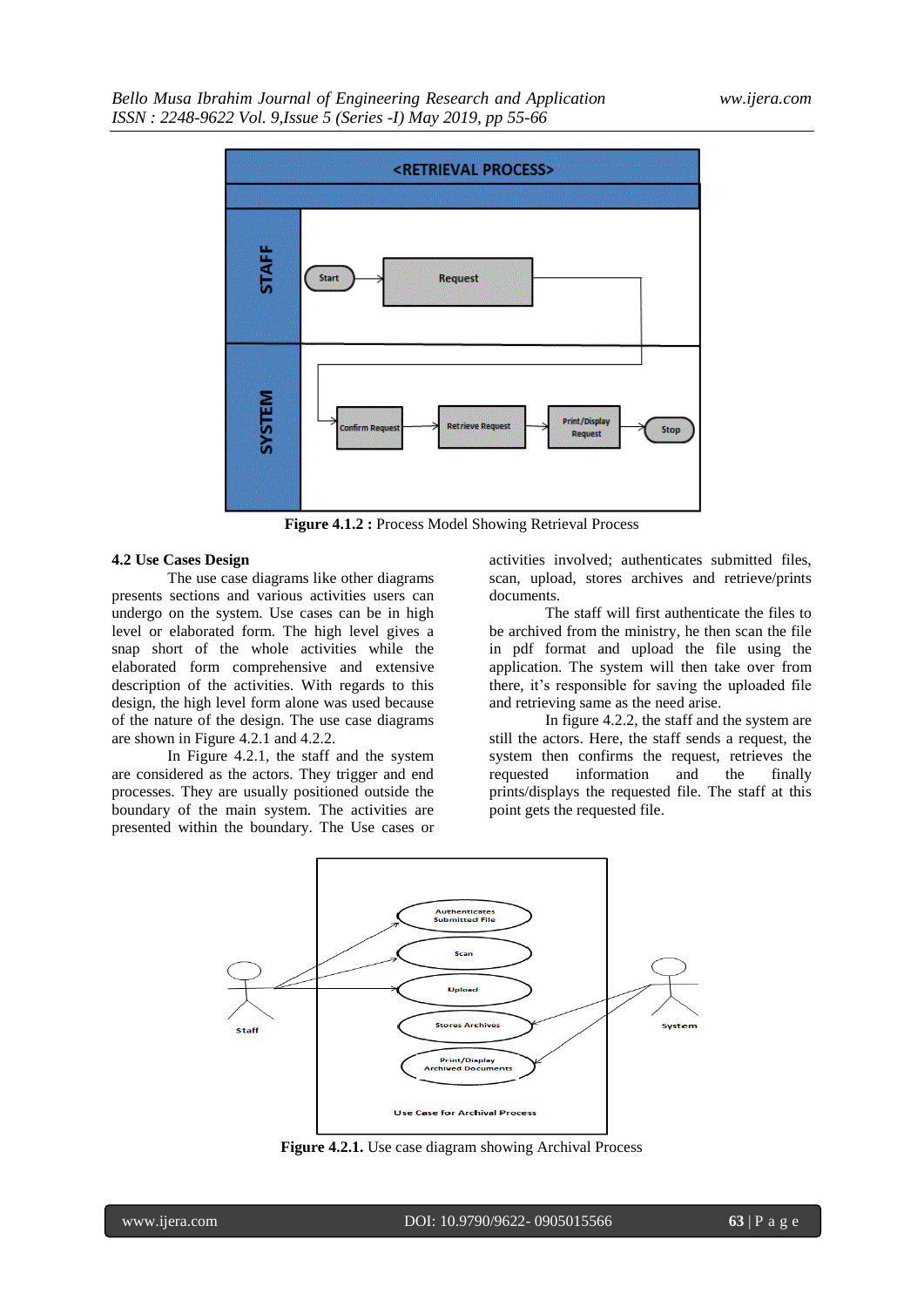**Figure 4.1.2 :** Process Model Showing Retrieval Process

### 4.2 Use Cases Design

The use case diagrams like other diagrams presents sections and various activities users can undergo on the system. Use cases can be in high level or elaborated form. The high level gives a snap short of the whole activities while the elaborated form comprehensive and extensive description of the activities. With regards to this design, the high level form alone was used because of the nature of the design. The use case diagrams are shown in Figure 4.2.1 and 4.2.2.

In Figure 4.2.1, the staff and the system are considered as the actors. They trigger and end processes. They are usually positioned outside the boundary of the main system. The activities are presented within the boundary. The Use cases or activities involved; authenticates submitted files, scan, upload, stores archives and retrieve/prints documents.

The staff will first authenticate the files to be archived from the ministry, he then scan the file in pdf format and upload the file using the application. The system will then take over from there, it's responsible for saving the uploaded file and retrieving same as the need arise.

In figure 4.2.2, the staff and the system are still the actors. Here, the staff sends a request, the system then confirms the request, retrieves the requested information and the finally prints/displays the requested file. The staff at this point gets the requested file.

**Figure 4.2.1.** Use case diagram showing Archival Process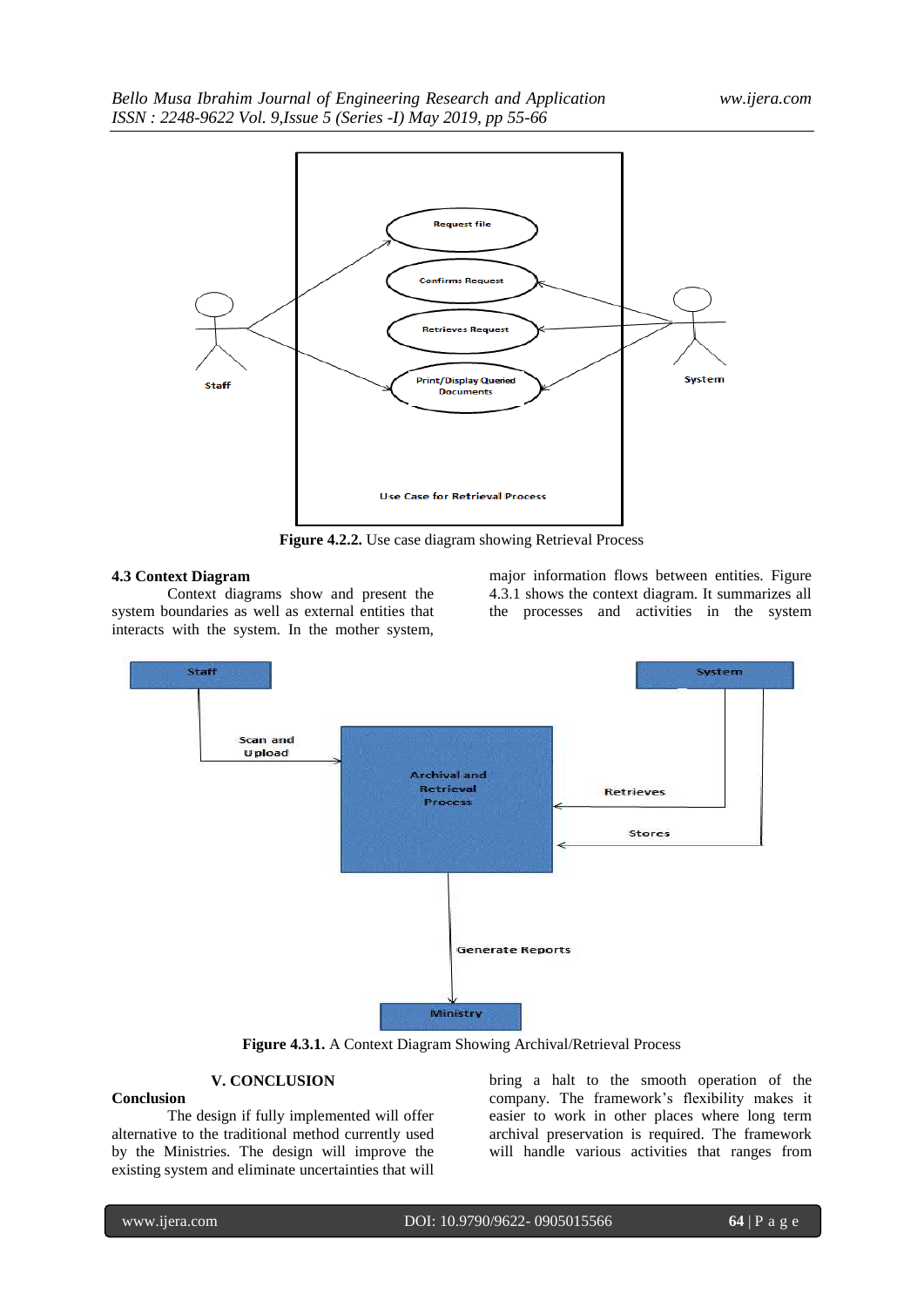Figure 4.2.2. Use case diagram showing Retrieval Process

### 4.3 Context Diagram

Context diagrams show and present the system boundaries as well as external entities that interacts with the system. In the mother system, major information flows between entities. Figure 4.3.1 shows the context diagram. It summarizes all the processes and activities in the system

**Figure 4.3.1.** A Context Diagram Showing Archival/Retrieval Process

## V. CONCLUSION

**Conclusion**

The design if fully implemented will offer alternative to the traditional method currently used by the Ministries. The design will improve the existing system and eliminate uncertainties that will bring a halt to the smooth operation of the company. The framework's flexibility makes it easier to work in other places where long term archival preservation is required. The framework will handle various activities that ranges from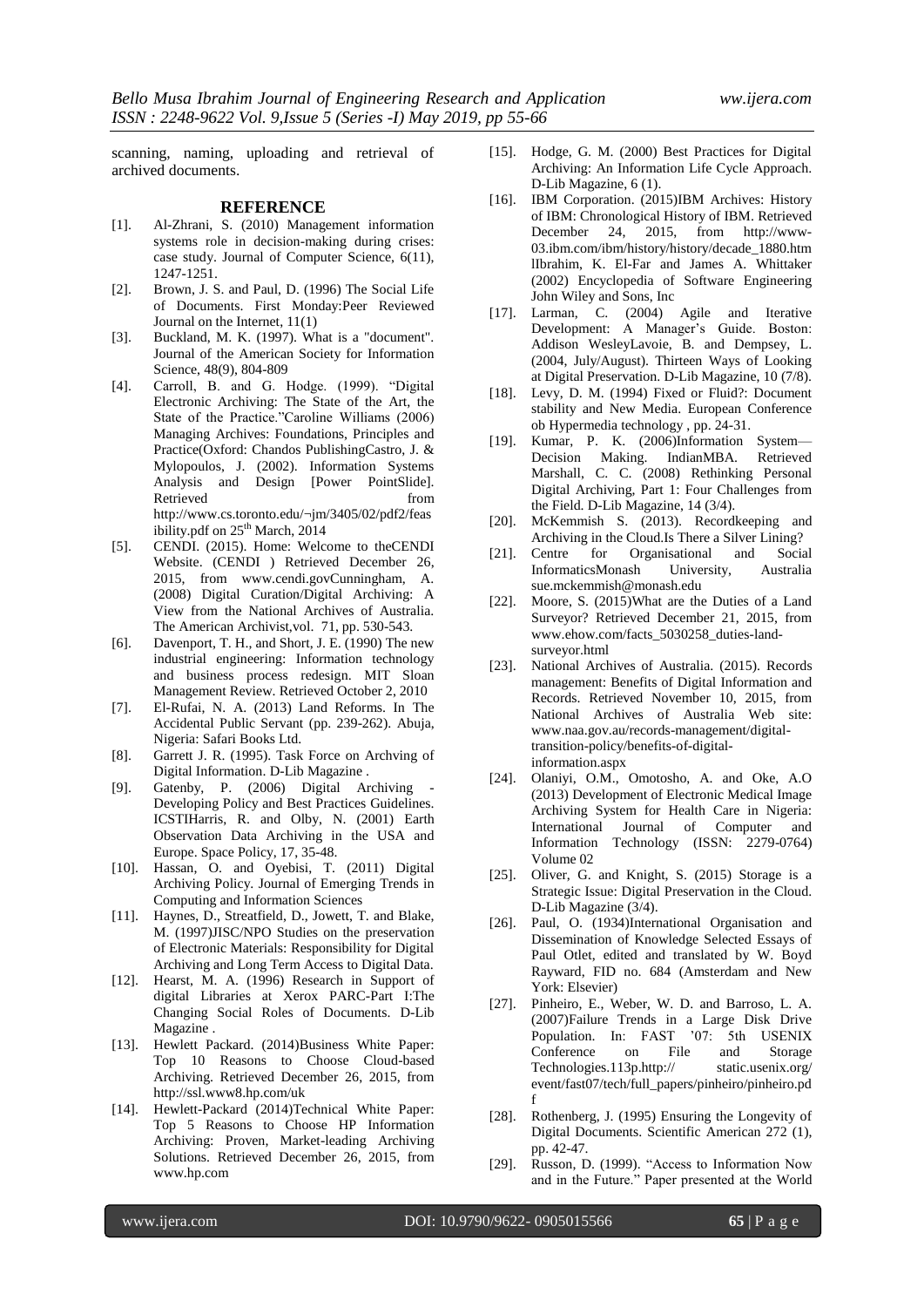scanning, naming, uploading and retrieval of archived documents.

## REFERENCE

[1]. Al-Zhrani, S. (2010) Management information systems role in decision-making during crises: case study. Journal of Computer Science, 6(11), 1247-1251.

[2]. Brown, J. S. and Paul, D. (1996) The Social Life of Documents. First Monday:Peer Reviewed Journal on the Internet, 11(1)

[3]. Buckland, M. K. (1997). What is a "document". Journal of the American Society for Information Science, 48(9), 804-809

[4]. Carroll, B. and G. Hodge. (1999). "Digital Electronic Archiving: The State of the Art, the State of the Practice."Caroline Williams (2006) Managing Archives: Foundations, Principles and Practice(Oxford: Chandos PublishingCastro, J. & Mylopoulos, J. (2002). Information Systems Analysis and Design [Power PointSlide]. Retrieved from http://www.cs.toronto.edu/¬jm/3405/02/pdf2/feasibility.pdf on 25th March, 2014

[5]. CENDI. (2015). Home: Welcome to theCENDI Website. (CENDI ) Retrieved December 26, 2015, from www.cendi.govCunningham, A. (2008) Digital Curation/Digital Archiving: A View from the National Archives of Australia. The American Archivist,vol. 71, pp. 530-543.

[6]. Davenport, T. H., and Short, J. E. (1990) The new industrial engineering: Information technology and business process redesign. MIT Sloan Management Review. Retrieved October 2, 2010

[7]. El-Rufai, N. A. (2013) Land Reforms. In The Accidental Public Servant (pp. 239-262). Abuja, Nigeria: Safari Books Ltd.

[8]. Garrett J. R. (1995). Task Force on Archving of Digital Information. D-Lib Magazine .

[9]. Gatenby, P. (2006) Digital Archiving - Developing Policy and Best Practices Guidelines. ICSTIHarris, R. and Olby, N. (2001) Earth Observation Data Archiving in the USA and Europe. Space Policy, 17, 35-48.

[10]. Hassan, O. and Oyebisi, T. (2011) Digital Archiving Policy. Journal of Emerging Trends in Computing and Information Sciences

[11]. Haynes, D., Streatfield, D., Jowett, T. and Blake, M. (1997)JISC/NPO Studies on the preservation of Electronic Materials: Responsibility for Digital Archiving and Long Term Access to Digital Data.

[12]. Hearst, M. A. (1996) Research in Support of digital Libraries at Xerox PARC-Part I:The Changing Social Roles of Documents. D-Lib Magazine .

[13]. Hewlett Packard. (2014)Business White Paper: Top 10 Reasons to Choose Cloud-based Archiving. Retrieved December 26, 2015, from http://ssl.www8.hp.com/uk

[14]. Hewlett-Packard (2014)Technical White Paper: Top 5 Reasons to Choose HP Information Archiving: Proven, Market-leading Archiving Solutions. Retrieved December 26, 2015, from www.hp.com

[15]. Hodge, G. M. (2000) Best Practices for Digital Archiving: An Information Life Cycle Approach. D-Lib Magazine, 6 (1).

[16]. IBM Corporation. (2015)IBM Archives: History of IBM: Chronological History of IBM. Retrieved December 24, 2015, from http://www-03.ibm.com/ibm/history/history/decade_1880.htmlIbrahim, K. El-Far and James A. Whittaker (2002) Encyclopedia of Software Engineering John Wiley and Sons, Inc

[17]. Larman, C. (2004) Agile and Iterative Development: A Manager's Guide. Boston: Addison WesleyLavoie, B. and Dempsey, L. (2004, July/August). Thirteen Ways of Looking at Digital Preservation. D-Lib Magazine, 10 (7/8).

[18]. Levy, D. M. (1994) Fixed or Fluid?: Document stability and New Media. European Conference ob Hypermedia technology , pp. 24-31.

[19]. Kumar, P. K. (2006)Information System—Decision Making. IndianMBA. Retrieved Marshall, C. C. (2008) Rethinking Personal Digital Archiving, Part 1: Four Challenges from the Field. D-Lib Magazine, 14 (3/4).

[20]. McKemmish S. (2013). Recordkeeping and Archiving in the Cloud.Is There a Silver Lining?

[21]. Centre for Organisational and Social InformaticsMonash University, Australia sue.mckemmish@monash.edu

[22]. Moore, S. (2015)What are the Duties of a Land Surveyor? Retrieved December 21, 2015, from www.ehow.com/facts_5030258_duties-land-surveyor.html

[23]. National Archives of Australia. (2015). Records management: Benefits of Digital Information and Records. Retrieved November 10, 2015, from National Archives of Australia Web site: www.naa.gov.au/records-management/digital-transition-policy/benefits-of-digital-information.aspx

[24]. Olaniyi, O.M., Omotosho, A. and Oke, A.O (2013) Development of Electronic Medical Image Archiving System for Health Care in Nigeria: International Journal of Computer and Information Technology (ISSN: 2279-0764) Volume 02

[25]. Oliver, G. and Knight, S. (2015) Storage is a Strategic Issue: Digital Preservation in the Cloud. D-Lib Magazine (3/4).

[26]. Paul, O. (1934)International Organisation and Dissemination of Knowledge Selected Essays of Paul Otlet, edited and translated by W. Boyd Rayward, FID no. 684 (Amsterdam and New York: Elsevier)

[27]. Pinheiro, E., Weber, W. D. and Barroso, L. A. (2007)Failure Trends in a Large Disk Drive Population. In: FAST '07: 5th USENIX Conference on File and Storage Technologies.113p.http:// static.usenix.org/event/fast07/tech/full_papers/pinheiro/pinheiro.pdf

[28]. Rothenberg, J. (1995) Ensuring the Longevity of Digital Documents. Scientific American 272 (1), pp. 42-47.

[29]. Russon, D. (1999). "Access to Information Now and in the Future." Paper presented at the World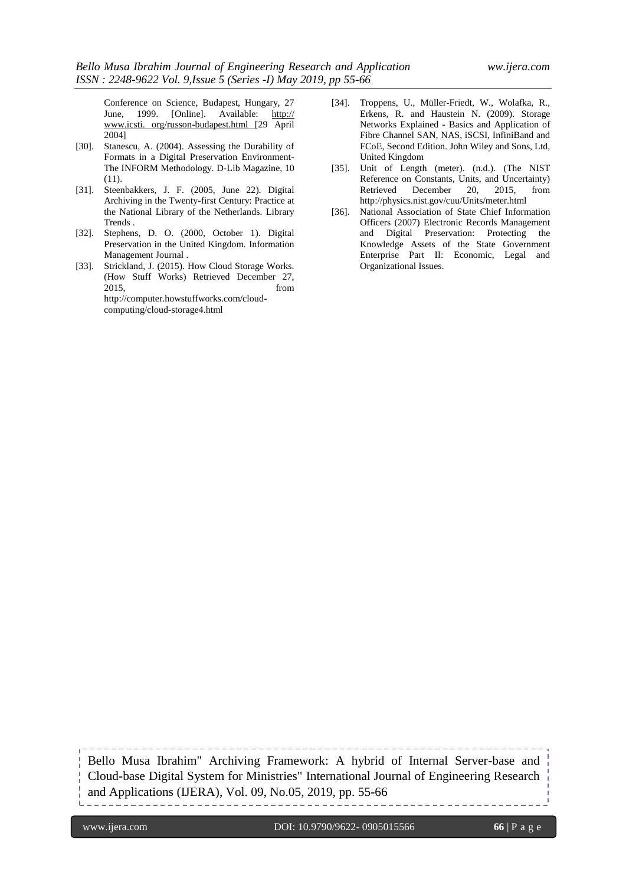Conference on Science, Budapest, Hungary, 27 June, 1999. [Online]. Available: http:// www.icsti. org/russon-budapest.html [29 April 2004]

[30]. Stanescu, A. (2004). Assessing the Durability of Formats in a Digital Preservation Environment- The INFORM Methodology. D-Lib Magazine, 10 (11).

[31]. Steenbakkers, J. F. (2005, June 22). Digital Archiving in the Twenty-first Century: Practice at the National Library of the Netherlands. Library Trends .

[32]. Stephens, D. O. (2000, October 1). Digital Preservation in the United Kingdom. Information Management Journal .

[33]. Strickland, J. (2015). How Cloud Storage Works. (How Stuff Works) Retrieved December 27, 2015, from http://computer.howstuffworks.com/cloud-computing/cloud-storage4.html

[34]. Troppens, U., Müller-Friedt, W., Wolafka, R., Erkens, R. and Haustein N. (2009). Storage Networks Explained - Basics and Application of Fibre Channel SAN, NAS, iSCSI, InfiniBand and FCoE, Second Edition. John Wiley and Sons, Ltd, United Kingdom

[35]. Unit of Length (meter). (n.d.). (The NIST Reference on Constants, Units, and Uncertainty) Retrieved December 20, 2015, from http://physics.nist.gov/cuu/Units/meter.html

[36]. National Association of State Chief Information Officers (2007) Electronic Records Management and Digital Preservation: Protecting the Knowledge Assets of the State Government Enterprise Part II: Economic, Legal and Organizational Issues.

Bello Musa Ibrahim" Archiving Framework: A hybrid of Internal Server-base and Cloud-base Digital System for Ministries" International Journal of Engineering Research and Applications (IJERA), Vol. 09, No.05, 2019, pp. 55-66